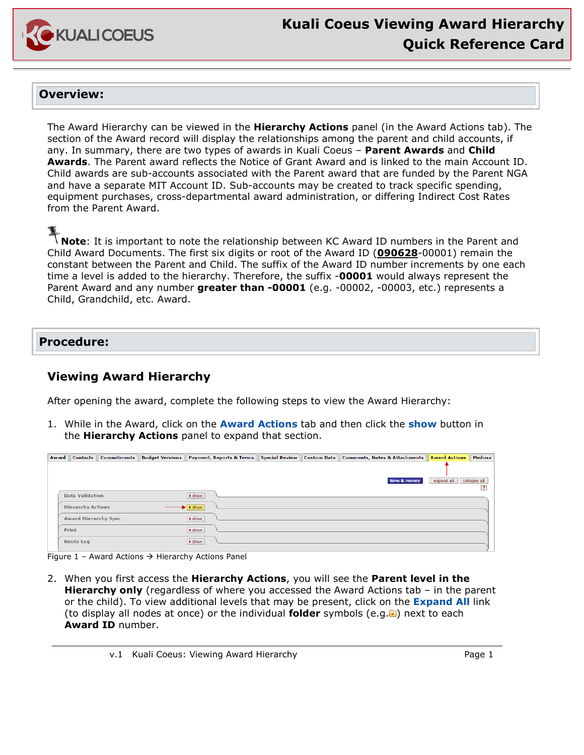# Kuali Coeus Viewing Award Hierarchy Quick Reference Card

## Overview:

The Award Hierarchy can be viewed in the **Hierarchy Actions** panel (in the Award Actions tab). The section of the Award record will display the relationships among the parent and child accounts, if any. In summary, there are two types of awards in Kuali Coeus – **Parent Awards** and **Child Awards**. The Parent award reflects the Notice of Grant Award and is linked to the main Account ID. Child awards are sub-accounts associated with the Parent award that are funded by the Parent NGA and have a separate MIT Account ID. Sub-accounts may be created to track specific spending, equipment purchases, cross-departmental award administration, or differing Indirect Cost Rates from the Parent Award.

**Note**: It is important to note the relationship between KC Award ID numbers in the Parent and Child Award Documents. The first six digits or root of the Award ID (**090628**-00001) remain the constant between the Parent and Child. The suffix of the Award ID number increments by one each time a level is added to the hierarchy. Therefore, the suffix **-00001** would always represent the Parent Award and any number **greater than -00001** (e.g. -00002, -00003, etc.) represents a Child, Grandchild, etc. Award.

## Procedure:

### Viewing Award Hierarchy

After opening the award, complete the following steps to view the Award Hierarchy:

1. While in the Award, click on the **Award Actions** tab and then click the **show** button in the **Hierarchy Actions** panel to expand that section.

Figure 1 – Award Actions → Hierarchy Actions Panel

2. When you first access the **Hierarchy Actions**, you will see the **Parent level in the Hierarchy only** (regardless of where you accessed the Award Actions tab – in the parent or the child). To view additional levels that may be present, click on the **Expand All** link (to display all nodes at once) or the individual **folder** symbols (e.g. ) next to each **Award ID** number.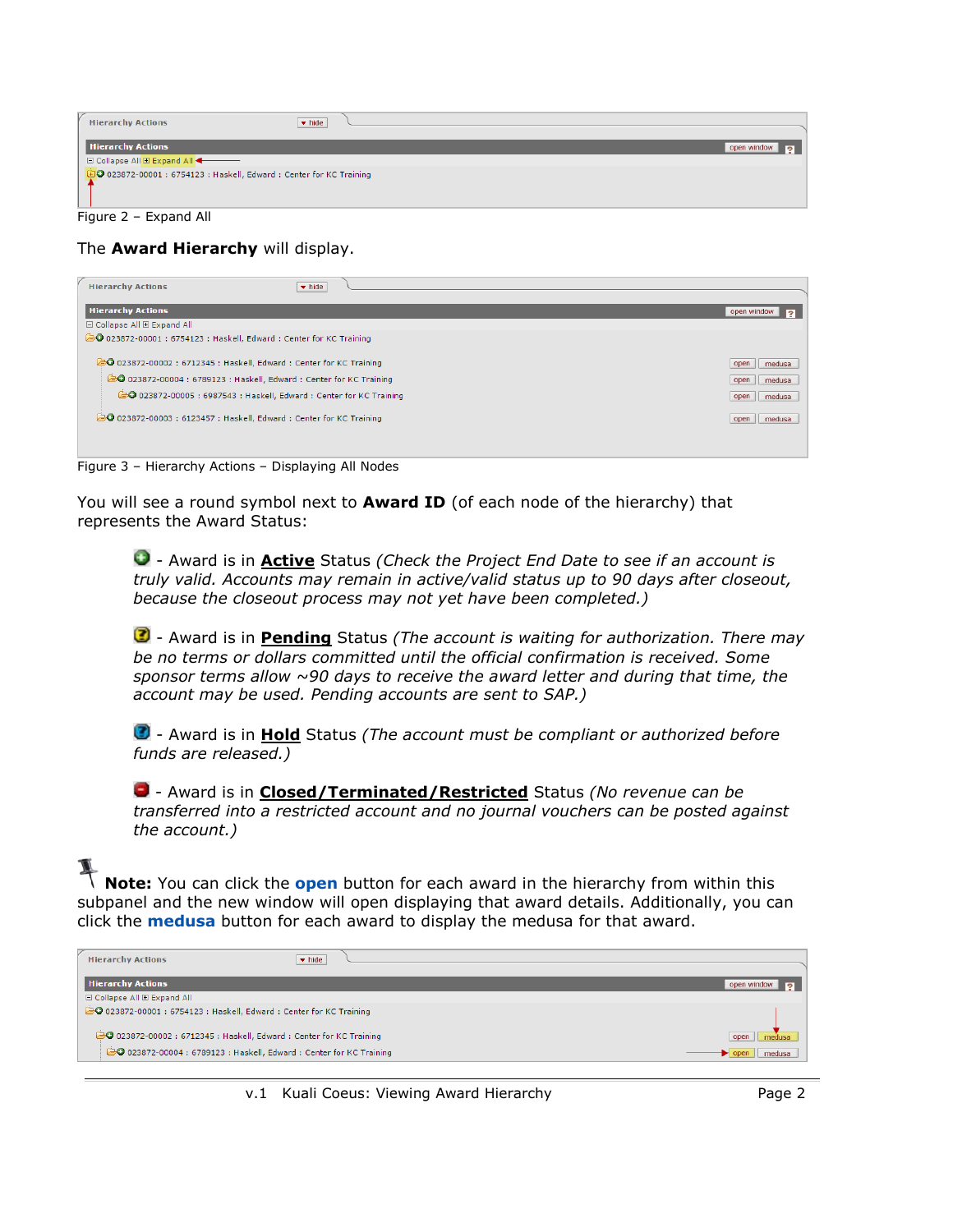Figure 2 – Expand All

The **Award Hierarchy** will display.

Figure 3 – Hierarchy Actions – Displaying All Nodes

You will see a round symbol next to **Award ID** (of each node of the hierarchy) that represents the Award Status:

- Award is in **Active** Status *(Check the Project End Date to see if an account is truly valid. Accounts may remain in active/valid status up to 90 days after closeout, because the closeout process may not yet have been completed.)*

- Award is in **Pending** Status *(The account is waiting for authorization. There may be no terms or dollars committed until the official confirmation is received. Some sponsor terms allow ~90 days to receive the award letter and during that time, the account may be used. Pending accounts are sent to SAP.)*

- Award is in **Hold** Status *(The account must be compliant or authorized before funds are released.)*

- Award is in **Closed/Terminated/Restricted** Status *(No revenue can be transferred into a restricted account and no journal vouchers can be posted against the account.)*

**Note:** You can click the **open** button for each award in the hierarchy from within this subpanel and the new window will open displaying that award details. Additionally, you can click the **medusa** button for each award to display the medusa for that award.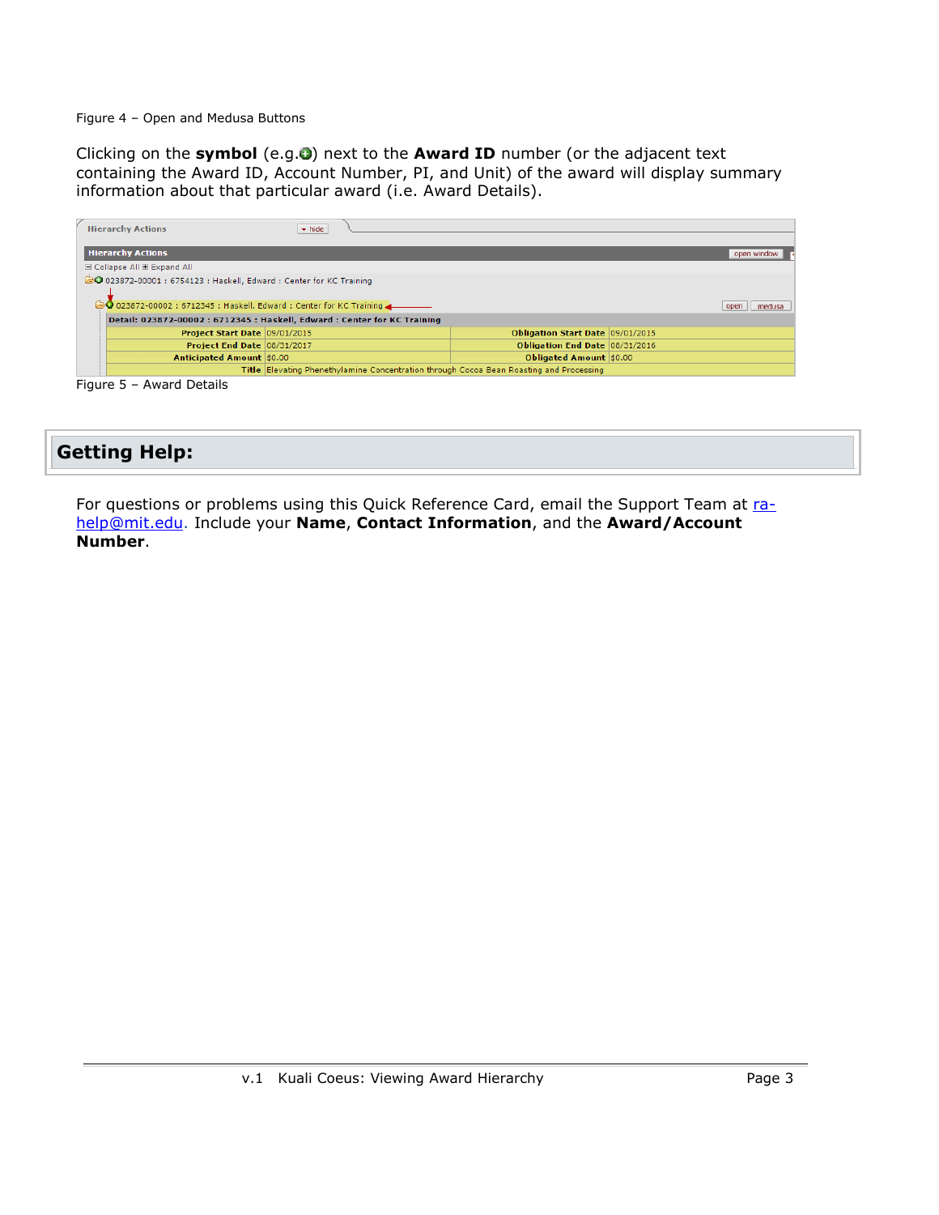Figure 4 – Open and Medusa Buttons

Clicking on the **symbol** (e.g. ) next to the **Award ID** number (or the adjacent text containing the Award ID, Account Number, PI, and Unit) of the award will display summary information about that particular award (i.e. Award Details).

Figure 5 – Award Details

## Getting Help:

For questions or problems using this Quick Reference Card, email the Support Team at [ra-help@mit.edu](mailto:ra-help@mit.edu). Include your **Name**, **Contact Information**, and the **Award/Account Number**.